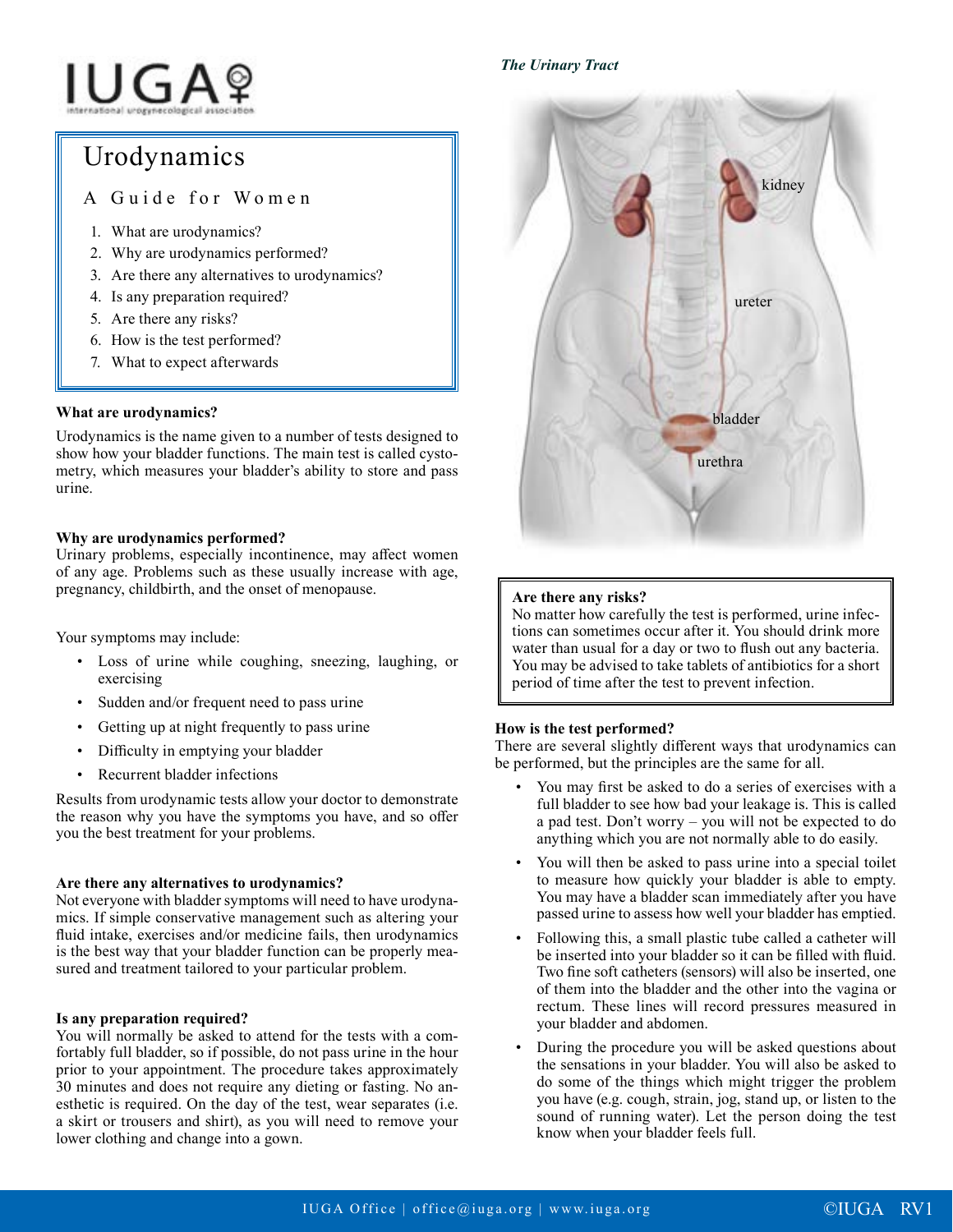IUGA
international urogynecological association

# Urodynamics

## A Guide for Women

1. What are urodynamics?
2. Why are urodynamics performed?
3. Are there any alternatives to urodynamics?
4. Is any preparation required?
5. Are there any risks?
6. How is the test performed?
7. What to expect afterwards

### What are urodynamics?

Urodynamics is the name given to a number of tests designed to show how your bladder functions. The main test is called cystometry, which measures your bladder's ability to store and pass urine.

### Why are urodynamics performed?

Urinary problems, especially incontinence, may affect women of any age. Problems such as these usually increase with age, pregnancy, childbirth, and the onset of menopause.

Your symptoms may include:

- Loss of urine while coughing, sneezing, laughing, or exercising
- Sudden and/or frequent need to pass urine
- Getting up at night frequently to pass urine
- Difficulty in emptying your bladder
- Recurrent bladder infections

Results from urodynamic tests allow your doctor to demonstrate the reason why you have the symptoms you have, and so offer you the best treatment for your problems.

### Are there any alternatives to urodynamics?

Not everyone with bladder symptoms will need to have urodynamics. If simple conservative management such as altering your fluid intake, exercises and/or medicine fails, then urodynamics is the best way that your bladder function can be properly measured and treatment tailored to your particular problem.

### Is any preparation required?

You will normally be asked to attend for the tests with a comfortably full bladder, so if possible, do not pass urine in the hour prior to your appointment. The procedure takes approximately 30 minutes and does not require any dieting or fasting. No anesthetic is required. On the day of the test, wear separates (i.e. a skirt or trousers and shirt), as you will need to remove your lower clothing and change into a gown.

*The Urinary Tract*

kidney

ureter

bladder

urethra

### Are there any risks?

No matter how carefully the test is performed, urine infections can sometimes occur after it. You should drink more water than usual for a day or two to flush out any bacteria. You may be advised to take tablets of antibiotics for a short period of time after the test to prevent infection.

### How is the test performed?

There are several slightly different ways that urodynamics can be performed, but the principles are the same for all.

- You may first be asked to do a series of exercises with a full bladder to see how bad your leakage is. This is called a pad test. Don't worry – you will not be expected to do anything which you are not normally able to do easily.
- You will then be asked to pass urine into a special toilet to measure how quickly your bladder is able to empty. You may have a bladder scan immediately after you have passed urine to assess how well your bladder has emptied.
- Following this, a small plastic tube called a catheter will be inserted into your bladder so it can be filled with fluid. Two fine soft catheters (sensors) will also be inserted, one of them into the bladder and the other into the vagina or rectum. These lines will record pressures measured in your bladder and abdomen.
- During the procedure you will be asked questions about the sensations in your bladder. You will also be asked to do some of the things which might trigger the problem you have (e.g. cough, strain, jog, stand up, or listen to the sound of running water). Let the person doing the test know when your bladder feels full.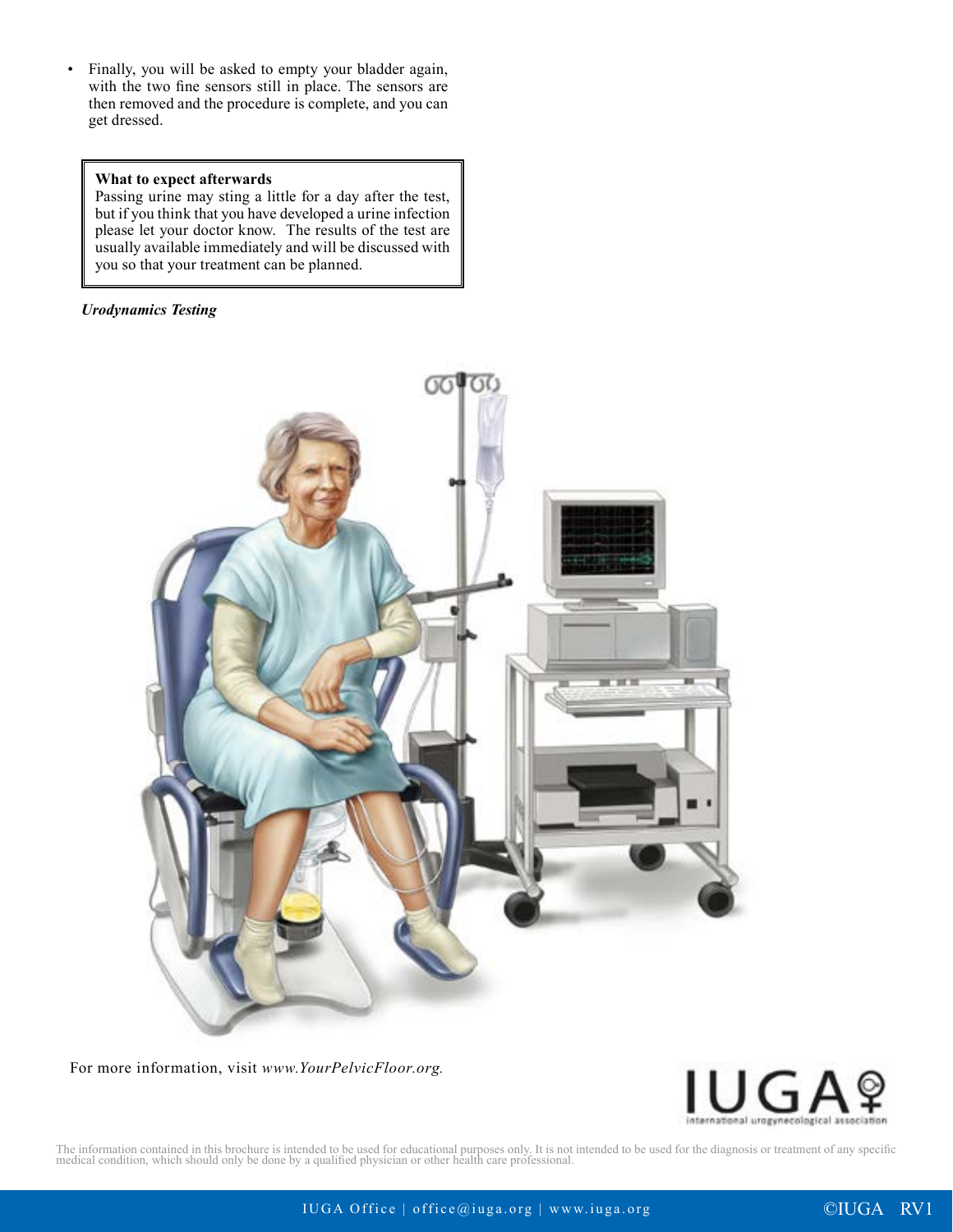- Finally, you will be asked to empty your bladder again, with the two fine sensors still in place. The sensors are then removed and the procedure is complete, and you can get dressed.

> **What to expect afterwards**
> Passing urine may sting a little for a day after the test, but if you think that you have developed a urine infection please let your doctor know. The results of the test are usually available immediately and will be discussed with you so that your treatment can be planned.

***Urodynamics Testing***

For more information, visit *www.YourPelvicFloor.org.*

The information contained in this brochure is intended to be used for educational purposes only. It is not intended to be used for the diagnosis or treatment of any specific medical condition, which should only be done by a qualified physician or other health care professional.

IUGA Office | office@iuga.org | www.iuga.org

©IUGA RV1